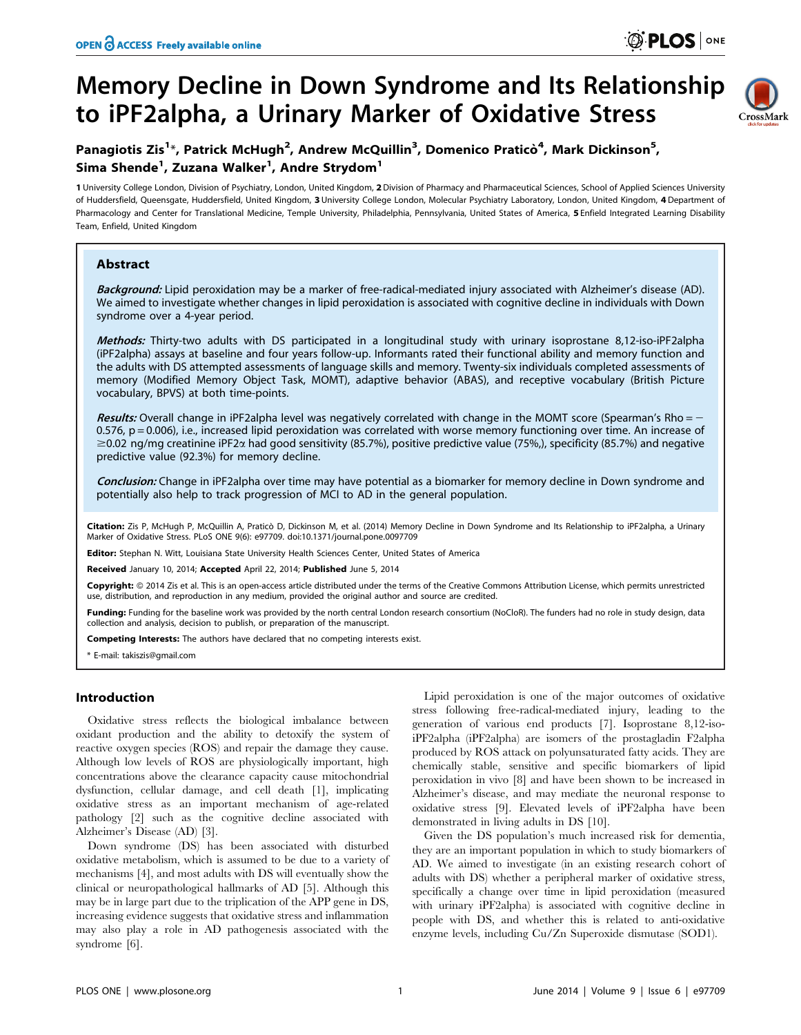# Memory Decline in Down Syndrome and Its Relationship to iPF2alpha, a Urinary Marker of Oxidative Stress

Panagiotis Zis[1]*, Patrick McHugh[2], Andrew McQuillin[3], Domenico Praticò[4], Mark Dickinson[5], Sima Shende[1], Zuzana Walker[1], Andre Strydom[1]

1 University College London, Division of Psychiatry, London, United Kingdom, 2 Division of Pharmacy and Pharmaceutical Sciences, School of Applied Sciences University of Huddersfield, Queensgate, Huddersfield, United Kingdom, 3 University College London, Molecular Psychiatry Laboratory, London, United Kingdom, 4 Department of Pharmacology and Center for Translational Medicine, Temple University, Philadelphia, Pennsylvania, United States of America, 5 Enfield Integrated Learning Disability Team, Enfield, United Kingdom

## Abstract

***Background:*** Lipid peroxidation may be a marker of free-radical-mediated injury associated with Alzheimer's disease (AD). We aimed to investigate whether changes in lipid peroxidation is associated with cognitive decline in individuals with Down syndrome over a 4-year period.

***Methods:*** Thirty-two adults with DS participated in a longitudinal study with urinary isoprostane 8,12-iso-iPF2alpha (iPF2alpha) assays at baseline and four years follow-up. Informants rated their functional ability and memory function and the adults with DS attempted assessments of language skills and memory. Twenty-six individuals completed assessments of memory (Modified Memory Object Task, MOMT), adaptive behavior (ABAS), and receptive vocabulary (British Picture vocabulary, BPVS) at both time-points.

***Results:*** Overall change in iPF2alpha level was negatively correlated with change in the MOMT score (Spearman's Rho = −0.576, p = 0.006), i.e., increased lipid peroxidation was correlated with worse memory functioning over time. An increase of ≥0.02 ng/mg creatinine iPF2α had good sensitivity (85.7%), positive predictive value (75%,), specificity (85.7%) and negative predictive value (92.3%) for memory decline.

***Conclusion:*** Change in iPF2alpha over time may have potential as a biomarker for memory decline in Down syndrome and potentially also help to track progression of MCI to AD in the general population.

**Citation:** Zis P, McHugh P, McQuillin A, Praticò D, Dickinson M, et al. (2014) Memory Decline in Down Syndrome and Its Relationship to iPF2alpha, a Urinary Marker of Oxidative Stress. PLoS ONE 9(6): e97709. doi:10.1371/journal.pone.0097709

**Editor:** Stephan N. Witt, Louisiana State University Health Sciences Center, United States of America

**Received** January 10, 2014; **Accepted** April 22, 2014; **Published** June 5, 2014

**Copyright:** © 2014 Zis et al. This is an open-access article distributed under the terms of the Creative Commons Attribution License, which permits unrestricted use, distribution, and reproduction in any medium, provided the original author and source are credited.

**Funding:** Funding for the baseline work was provided by the north central London research consortium (NoCloR). The funders had no role in study design, data collection and analysis, decision to publish, or preparation of the manuscript.

**Competing Interests:** The authors have declared that no competing interests exist.

\* E-mail: takiszis@gmail.com

## Introduction

Oxidative stress reflects the biological imbalance between oxidant production and the ability to detoxify the system of reactive oxygen species (ROS) and repair the damage they cause. Although low levels of ROS are physiologically important, high concentrations above the clearance capacity cause mitochondrial dysfunction, cellular damage, and cell death [1], implicating oxidative stress as an important mechanism of age-related pathology [2] such as the cognitive decline associated with Alzheimer's Disease (AD) [3].

Down syndrome (DS) has been associated with disturbed oxidative metabolism, which is assumed to be due to a variety of mechanisms [4], and most adults with DS will eventually show the clinical or neuropathological hallmarks of AD [5]. Although this may be in large part due to the triplication of the APP gene in DS, increasing evidence suggests that oxidative stress and inflammation may also play a role in AD pathogenesis associated with the syndrome [6].

Lipid peroxidation is one of the major outcomes of oxidative stress following free-radical-mediated injury, leading to the generation of various end products [7]. Isoprostane 8,12-iso-iPF2alpha (iPF2alpha) are isomers of the prostagladin F2alpha produced by ROS attack on polyunsaturated fatty acids. They are chemically stable, sensitive and specific biomarkers of lipid peroxidation in vivo [8] and have been shown to be increased in Alzheimer's disease, and may mediate the neuronal response to oxidative stress [9]. Elevated levels of iPF2alpha have been demonstrated in living adults in DS [10].

Given the DS population's much increased risk for dementia, they are an important population in which to study biomarkers of AD. We aimed to investigate (in an existing research cohort of adults with DS) whether a peripheral marker of oxidative stress, specifically a change over time in lipid peroxidation (measured with urinary iPF2alpha) is associated with cognitive decline in people with DS, and whether this is related to anti-oxidative enzyme levels, including Cu/Zn Superoxide dismutase (SOD1).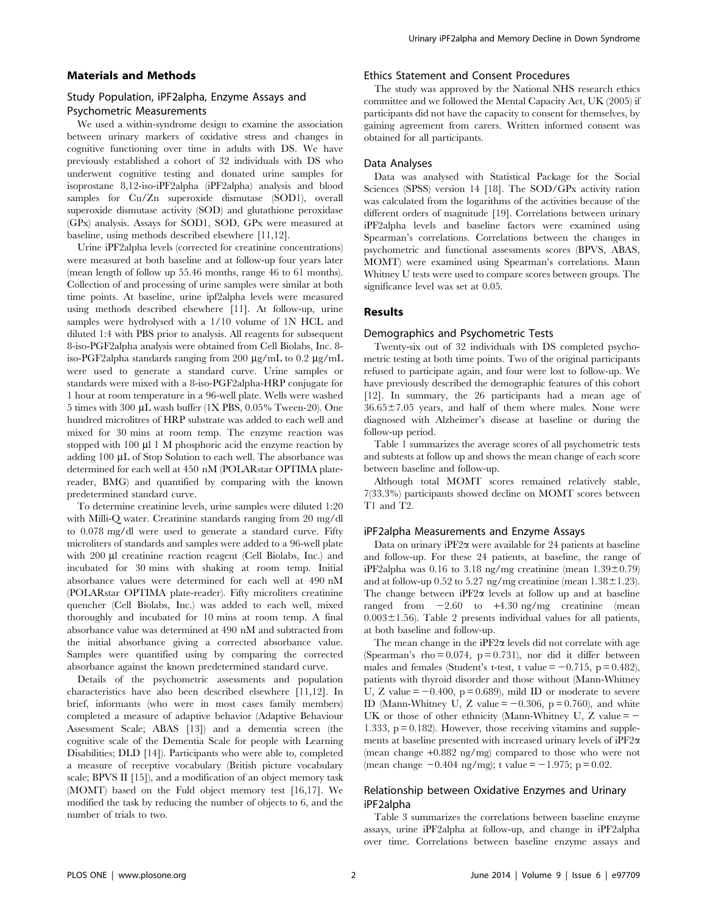## Materials and Methods

### Study Population, iPF2alpha, Enzyme Assays and Psychometric Measurements

We used a within-syndrome design to examine the association between urinary markers of oxidative stress and changes in cognitive functioning over time in adults with DS. We have previously established a cohort of 32 individuals with DS who underwent cognitive testing and donated urine samples for isoprostane 8,12-iso-iPF2alpha (iPF2alpha) analysis and blood samples for Cu/Zn superoxide dismutase (SOD1), overall superoxide dismutase activity (SOD) and glutathione peroxidase (GPx) analysis. Assays for SOD1, SOD, GPx were measured at baseline, using methods described elsewhere [11,12].

Urine iPF2alpha levels (corrected for creatinine concentrations) were measured at both baseline and at follow-up four years later (mean length of follow up 55.46 months, range 46 to 61 months). Collection of and processing of urine samples were similar at both time points. At baseline, urine ipf2alpha levels were measured using methods described elsewhere [11]. At follow-up, urine samples were hydrolysed with a 1/10 volume of 1N HCL and diluted 1:4 with PBS prior to analysis. All reagents for subsequent 8-iso-PGF2alpha analysis were obtained from Cell Biolabs, Inc. 8-iso-PGF2alpha standards ranging from 200 µg/mL to 0.2 µg/mL were used to generate a standard curve. Urine samples or standards were mixed with a 8-iso-PGF2alpha-HRP conjugate for 1 hour at room temperature in a 96-well plate. Wells were washed 5 times with 300 µL wash buffer (1X PBS, 0.05% Tween-20). One hundred microlitres of HRP substrate was added to each well and mixed for 30 mins at room temp. The enzyme reaction was stopped with 100 µl 1 M phosphoric acid the enzyme reaction by adding 100 µL of Stop Solution to each well. The absorbance was determined for each well at 450 nM (POLARstar OPTIMA plate-reader, BMG) and quantified by comparing with the known predetermined standard curve.

To determine creatinine levels, urine samples were diluted 1:20 with Milli-Q water. Creatinine standards ranging from 20 mg/dl to 0.078 mg/dl were used to generate a standard curve. Fifty microliters of standards and samples were added to a 96-well plate with 200 µl creatinine reaction reagent (Cell Biolabs, Inc.) and incubated for 30 mins with shaking at room temp. Initial absorbance values were determined for each well at 490 nM (POLARstar OPTIMA plate-reader). Fifty microliters creatinine quencher (Cell Biolabs, Inc.) was added to each well, mixed thoroughly and incubated for 10 mins at room temp. A final absorbance value was determined at 490 nM and subtracted from the initial absorbance giving a corrected absorbance value. Samples were quantified using by comparing the corrected absorbance against the known predetermined standard curve.

Details of the psychometric assessments and population characteristics have also been described elsewhere [11,12]. In brief, informants (who were in most cases family members) completed a measure of adaptive behavior (Adaptive Behaviour Assessment Scale; ABAS [13]) and a dementia screen (the cognitive scale of the Dementia Scale for people with Learning Disabilities; DLD [14]). Participants who were able to, completed a measure of receptive vocabulary (British picture vocabulary scale; BPVS II [15]), and a modification of an object memory task (MOMT) based on the Fuld object memory test [16,17]. We modified the task by reducing the number of objects to 6, and the number of trials to two.

### Ethics Statement and Consent Procedures

The study was approved by the National NHS research ethics committee and we followed the Mental Capacity Act, UK (2005) if participants did not have the capacity to consent for themselves, by gaining agreement from carers. Written informed consent was obtained for all participants.

### Data Analyses

Data was analysed with Statistical Package for the Social Sciences (SPSS) version 14 [18]. The SOD/GPx activity ration was calculated from the logarithms of the activities because of the different orders of magnitude [19]. Correlations between urinary iPF2alpha levels and baseline factors were examined using Spearman's correlations. Correlations between the changes in psychometric and functional assessments scores (BPVS, ABAS, MOMT) were examined using Spearman's correlations. Mann Whitney U tests were used to compare scores between groups. The significance level was set at 0.05.

## Results

### Demographics and Psychometric Tests

Twenty-six out of 32 individuals with DS completed psychometric testing at both time points. Two of the original participants refused to participate again, and four were lost to follow-up. We have previously described the demographic features of this cohort [12]. In summary, the 26 participants had a mean age of $36.65 \pm 7.05$ years, and half of them where males. None were diagnosed with Alzheimer's disease at baseline or during the follow-up period.

Table 1 summarizes the average scores of all psychometric tests and subtests at follow up and shows the mean change of each score between baseline and follow-up.

Although total MOMT scores remained relatively stable, 7(33.3%) participants showed decline on MOMT scores between T1 and T2.

### iPF2alpha Measurements and Enzyme Assays

Data on urinary iPF2α were available for 24 patients at baseline and follow-up. For these 24 patients, at baseline, the range of iPF2alpha was 0.16 to 3.18 ng/mg creatinine (mean $1.39 \pm 0.79$) and at follow-up 0.52 to 5.27 ng/mg creatinine (mean $1.38 \pm 1.23$). The change between iPF2α levels at follow up and at baseline ranged from −2.60 to +4.30 ng/mg creatinine (mean $0.003 \pm 1.56$). Table 2 presents individual values for all patients, at both baseline and follow-up.

The mean change in the iPF2α levels did not correlate with age (Spearman's rho = 0.074, $p = 0.731$), nor did it differ between males and females (Student's t-test, t value = −0.715, $p = 0.482$), patients with thyroid disorder and those without (Mann-Whitney U, Z value = −0.400, $p = 0.689$), mild ID or moderate to severe ID (Mann-Whitney U, Z value = −0.306, $p = 0.760$), and white UK or those of other ethnicity (Mann-Whitney U, Z value = −1.333, $p = 0.182$). However, those receiving vitamins and supplements at baseline presented with increased urinary levels of iPF2α (mean change +0.882 ng/mg) compared to those who were not (mean change −0.404 ng/mg); t value = −1.975; $p = 0.02$.

### Relationship between Oxidative Enzymes and Urinary iPF2alpha

Table 3 summarizes the correlations between baseline enzyme assays, urine iPF2alpha at follow-up, and change in iPF2alpha over time. Correlations between baseline enzyme assays and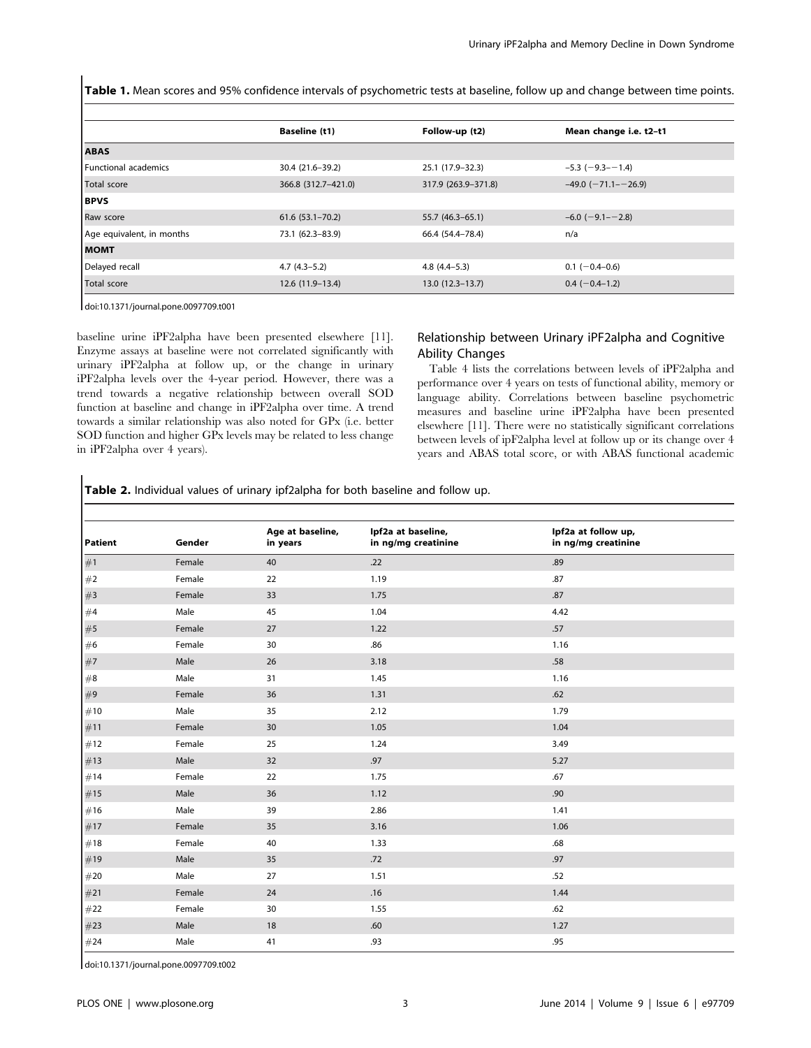**Table 1.** Mean scores and 95% confidence intervals of psychometric tests at baseline, follow up and change between time points.

| | Baseline (t1) | Follow-up (t2) | Mean change i.e. t2–t1 |
|---|---|---|---|
| **ABAS** | | | |
| Functional academics | 30.4 (21.6–39.2) | 25.1 (17.9–32.3) | −5.3 (−9.3–−1.4) |
| Total score | 366.8 (312.7–421.0) | 317.9 (263.9–371.8) | −49.0 (−71.1–−26.9) |
| **BPVS** | | | |
| Raw score | 61.6 (53.1–70.2) | 55.7 (46.3–65.1) | −6.0 (−9.1–−2.8) |
| Age equivalent, in months | 73.1 (62.3–83.9) | 66.4 (54.4–78.4) | n/a |
| **MOMT** | | | |
| Delayed recall | 4.7 (4.3–5.2) | 4.8 (4.4–5.3) | 0.1 (−0.4–0.6) |
| Total score | 12.6 (11.9–13.4) | 13.0 (12.3–13.7) | 0.4 (−0.4–1.2) |

doi:10.1371/journal.pone.0097709.t001

baseline urine iPF2alpha have been presented elsewhere [11]. Enzyme assays at baseline were not correlated significantly with urinary iPF2alpha at follow up, or the change in urinary iPF2alpha levels over the 4-year period. However, there was a trend towards a negative relationship between overall SOD function at baseline and change in iPF2alpha over time. A trend towards a similar relationship was also noted for GPx (i.e. better SOD function and higher GPx levels may be related to less change in iPF2alpha over 4 years).

## Relationship between Urinary iPF2alpha and Cognitive Ability Changes

Table 4 lists the correlations between levels of iPF2alpha and performance over 4 years on tests of functional ability, memory or language ability. Correlations between baseline psychometric measures and baseline urine iPF2alpha have been presented elsewhere [11]. There were no statistically significant correlations between levels of ipF2alpha level at follow up or its change over 4 years and ABAS total score, or with ABAS functional academic

**Table 2.** Individual values of urinary ipf2alpha for both baseline and follow up.

| Patient | Gender | Age at baseline, in years | Ipf2a at baseline, in ng/mg creatinine | Ipf2a at follow up, in ng/mg creatinine |
|---|---|---|---|---|
| #1 | Female | 40 | .22 | .89 |
| #2 | Female | 22 | 1.19 | .87 |
| #3 | Female | 33 | 1.75 | .87 |
| #4 | Male | 45 | 1.04 | 4.42 |
| #5 | Female | 27 | 1.22 | .57 |
| #6 | Female | 30 | .86 | 1.16 |
| #7 | Male | 26 | 3.18 | .58 |
| #8 | Male | 31 | 1.45 | 1.16 |
| #9 | Female | 36 | 1.31 | .62 |
| #10 | Male | 35 | 2.12 | 1.79 |
| #11 | Female | 30 | 1.05 | 1.04 |
| #12 | Female | 25 | 1.24 | 3.49 |
| #13 | Male | 32 | .97 | 5.27 |
| #14 | Female | 22 | 1.75 | .67 |
| #15 | Male | 36 | 1.12 | .90 |
| #16 | Male | 39 | 2.86 | 1.41 |
| #17 | Female | 35 | 3.16 | 1.06 |
| #18 | Female | 40 | 1.33 | .68 |
| #19 | Male | 35 | .72 | .97 |
| #20 | Male | 27 | 1.51 | .52 |
| #21 | Female | 24 | .16 | 1.44 |
| #22 | Female | 30 | 1.55 | .62 |
| #23 | Male | 18 | .60 | 1.27 |
| #24 | Male | 41 | .93 | .95 |

doi:10.1371/journal.pone.0097709.t002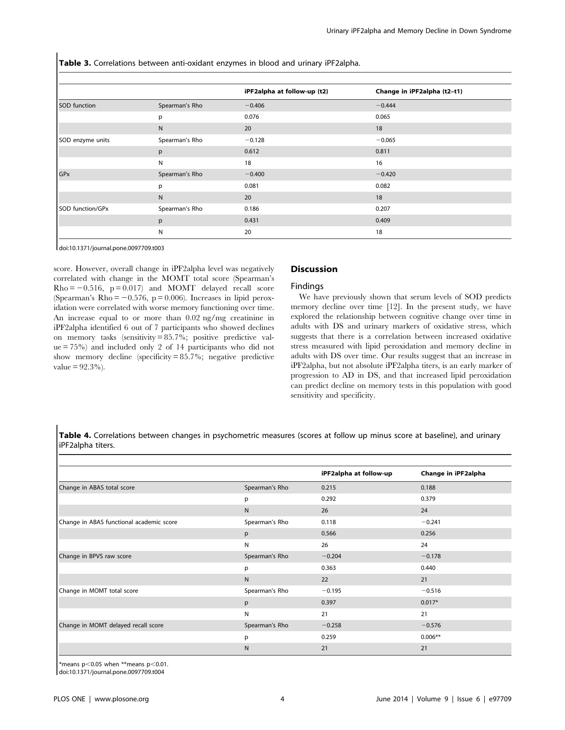**Table 3.** Correlations between anti-oxidant enzymes in blood and urinary iPF2alpha.

| | | iPF2alpha at follow-up (t2) | Change in iPF2alpha (t2–t1) |
|---|---|---|---|
| SOD function | Spearman's Rho | −0.406 | −0.444 |
| | p | 0.076 | 0.065 |
| | N | 20 | 18 |
| SOD enzyme units | Spearman's Rho | −0.128 | −0.065 |
| | p | 0.612 | 0.811 |
| | N | 18 | 16 |
| GPx | Spearman's Rho | −0.400 | −0.420 |
| | p | 0.081 | 0.082 |
| | N | 20 | 18 |
| SOD function/GPx | Spearman's Rho | 0.186 | 0.207 |
| | p | 0.431 | 0.409 |
| | N | 20 | 18 |

doi:10.1371/journal.pone.0097709.t003

score. However, overall change in iPF2alpha level was negatively correlated with change in the MOMT total score (Spearman's Rho = −0.516, $p = 0.017$) and MOMT delayed recall score (Spearman's Rho = −0.576, $p = 0.006$). Increases in lipid peroxidation were correlated with worse memory functioning over time. An increase equal to or more than 0.02 ng/mg creatinine in iPF2alpha identified 6 out of 7 participants who showed declines on memory tasks (sensitivity = 85.7%; positive predictive value = 75%) and included only 2 of 14 participants who did not show memory decline (specificity = 85.7%; negative predictive value = 92.3%).

## Discussion

### Findings

We have previously shown that serum levels of SOD predicts memory decline over time [12]. In the present study, we have explored the relationship between cognitive change over time in adults with DS and urinary markers of oxidative stress, which suggests that there is a correlation between increased oxidative stress measured with lipid peroxidation and memory decline in adults with DS over time. Our results suggest that an increase in iPF2alpha, but not absolute iPF2alpha titers, is an early marker of progression to AD in DS, and that increased lipid peroxidation can predict decline on memory tests in this population with good sensitivity and specificity.

**Table 4.** Correlations between changes in psychometric measures (scores at follow up minus score at baseline), and urinary iPF2alpha titers.

| | | iPF2alpha at follow-up | Change in iPF2alpha |
|---|---|---|---|
| Change in ABAS total score | Spearman's Rho | 0.215 | 0.188 |
| | p | 0.292 | 0.379 |
| | N | 26 | 24 |
| Change in ABAS functional academic score | Spearman's Rho | 0.118 | −0.241 |
| | p | 0.566 | 0.256 |
| | N | 26 | 24 |
| Change in BPVS raw score | Spearman's Rho | −0.204 | −0.178 |
| | p | 0.363 | 0.440 |
| | N | 22 | 21 |
| Change in MOMT total score | Spearman's Rho | −0.195 | −0.516 |
| | p | 0.397 | 0.017* |
| | N | 21 | 21 |
| Change in MOMT delayed recall score | Spearman's Rho | −0.258 | −0.576 |
| | p | 0.259 | 0.006** |
| | N | 21 | 21 |

*means $p<0.05$ when **means $p<0.01$.

doi:10.1371/journal.pone.0097709.t004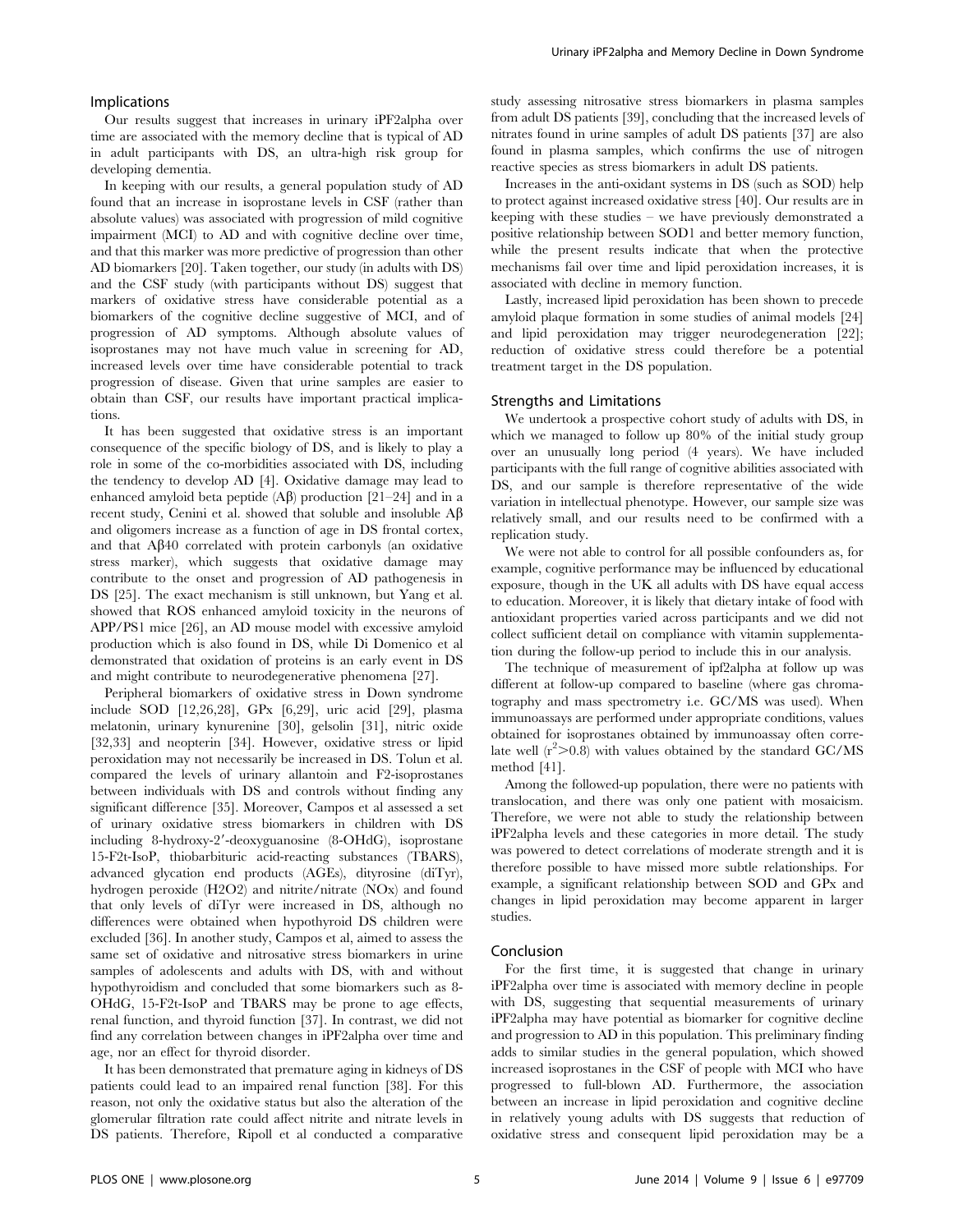### Implications

Our results suggest that increases in urinary iPF2alpha over time are associated with the memory decline that is typical of AD in adult participants with DS, an ultra-high risk group for developing dementia.

In keeping with our results, a general population study of AD found that an increase in isoprostane levels in CSF (rather than absolute values) was associated with progression of mild cognitive impairment (MCI) to AD and with cognitive decline over time, and that this marker was more predictive of progression than other AD biomarkers [20]. Taken together, our study (in adults with DS) and the CSF study (with participants without DS) suggest that markers of oxidative stress have considerable potential as a biomarkers of the cognitive decline suggestive of MCI, and of progression of AD symptoms. Although absolute values of isoprostanes may not have much value in screening for AD, increased levels over time have considerable potential to track progression of disease. Given that urine samples are easier to obtain than CSF, our results have important practical implications.

It has been suggested that oxidative stress is an important consequence of the specific biology of DS, and is likely to play a role in some of the co-morbidities associated with DS, including the tendency to develop AD [4]. Oxidative damage may lead to enhanced amyloid beta peptide (Aβ) production [21–24] and in a recent study, Cenini et al. showed that soluble and insoluble Aβ and oligomers increase as a function of age in DS frontal cortex, and that Aβ40 correlated with protein carbonyls (an oxidative stress marker), which suggests that oxidative damage may contribute to the onset and progression of AD pathogenesis in DS [25]. The exact mechanism is still unknown, but Yang et al. showed that ROS enhanced amyloid toxicity in the neurons of APP/PS1 mice [26], an AD mouse model with excessive amyloid production which is also found in DS, while Di Domenico et al demonstrated that oxidation of proteins is an early event in DS and might contribute to neurodegenerative phenomena [27].

Peripheral biomarkers of oxidative stress in Down syndrome include SOD [12,26,28], GPx [6,29], uric acid [29], plasma melatonin, urinary kynurenine [30], gelsolin [31], nitric oxide [32,33] and neopterin [34]. However, oxidative stress or lipid peroxidation may not necessarily be increased in DS. Tolun et al. compared the levels of urinary allantoin and F2-isoprostanes between individuals with DS and controls without finding any significant difference [35]. Moreover, Campos et al assessed a set of urinary oxidative stress biomarkers in children with DS including 8-hydroxy-2′-deoxyguanosine (8-OHdG), isoprostane 15-F2t-IsoP, thiobarbituric acid-reacting substances (TBARS), advanced glycation end products (AGEs), dityrosine (diTyr), hydrogen peroxide ($H_2O_2$) and nitrite/nitrate (NOx) and found that only levels of diTyr were increased in DS, although no differences were obtained when hypothyroid DS children were excluded [36]. In another study, Campos et al, aimed to assess the same set of oxidative and nitrosative stress biomarkers in urine samples of adolescents and adults with DS, with and without hypothyroidism and concluded that some biomarkers such as 8-OHdG, 15-F2t-IsoP and TBARS may be prone to age effects, renal function, and thyroid function [37]. In contrast, we did not find any correlation between changes in iPF2alpha over time and age, nor an effect for thyroid disorder.

It has been demonstrated that premature aging in kidneys of DS patients could lead to an impaired renal function [38]. For this reason, not only the oxidative status but also the alteration of the glomerular filtration rate could affect nitrite and nitrate levels in DS patients. Therefore, Ripoll et al conducted a comparative study assessing nitrosative stress biomarkers in plasma samples from adult DS patients [39], concluding that the increased levels of nitrates found in urine samples of adult DS patients [37] are also found in plasma samples, which confirms the use of nitrogen reactive species as stress biomarkers in adult DS patients.

Increases in the anti-oxidant systems in DS (such as SOD) help to protect against increased oxidative stress [40]. Our results are in keeping with these studies – we have previously demonstrated a positive relationship between SOD1 and better memory function, while the present results indicate that when the protective mechanisms fail over time and lipid peroxidation increases, it is associated with decline in memory function.

Lastly, increased lipid peroxidation has been shown to precede amyloid plaque formation in some studies of animal models [24] and lipid peroxidation may trigger neurodegeneration [22]; reduction of oxidative stress could therefore be a potential treatment target in the DS population.

### Strengths and Limitations

We undertook a prospective cohort study of adults with DS, in which we managed to follow up 80% of the initial study group over an unusually long period (4 years). We have included participants with the full range of cognitive abilities associated with DS, and our sample is therefore representative of the wide variation in intellectual phenotype. However, our sample size was relatively small, and our results need to be confirmed with a replication study.

We were not able to control for all possible confounders as, for example, cognitive performance may be influenced by educational exposure, though in the UK all adults with DS have equal access to education. Moreover, it is likely that dietary intake of food with antioxidant properties varied across participants and we did not collect sufficient detail on compliance with vitamin supplementation during the follow-up period to include this in our analysis.

The technique of measurement of ipf2alpha at follow up was different at follow-up compared to baseline (where gas chromatography and mass spectrometry i.e. GC/MS was used). When immunoassays are performed under appropriate conditions, values obtained for isoprostanes obtained by immunoassay often correlate well ($r^2 > 0.8$) with values obtained by the standard GC/MS method [41].

Among the followed-up population, there were no patients with translocation, and there was only one patient with mosaicism. Therefore, we were not able to study the relationship between iPF2alpha levels and these categories in more detail. The study was powered to detect correlations of moderate strength and it is therefore possible to have missed more subtle relationships. For example, a significant relationship between SOD and GPx and changes in lipid peroxidation may become apparent in larger studies.

### Conclusion

For the first time, it is suggested that change in urinary iPF2alpha over time is associated with memory decline in people with DS, suggesting that sequential measurements of urinary iPF2alpha may have potential as biomarker for cognitive decline and progression to AD in this population. This preliminary finding adds to similar studies in the general population, which showed increased isoprostanes in the CSF of people with MCI who have progressed to full-blown AD. Furthermore, the association between an increase in lipid peroxidation and cognitive decline in relatively young adults with DS suggests that reduction of oxidative stress and consequent lipid peroxidation may be a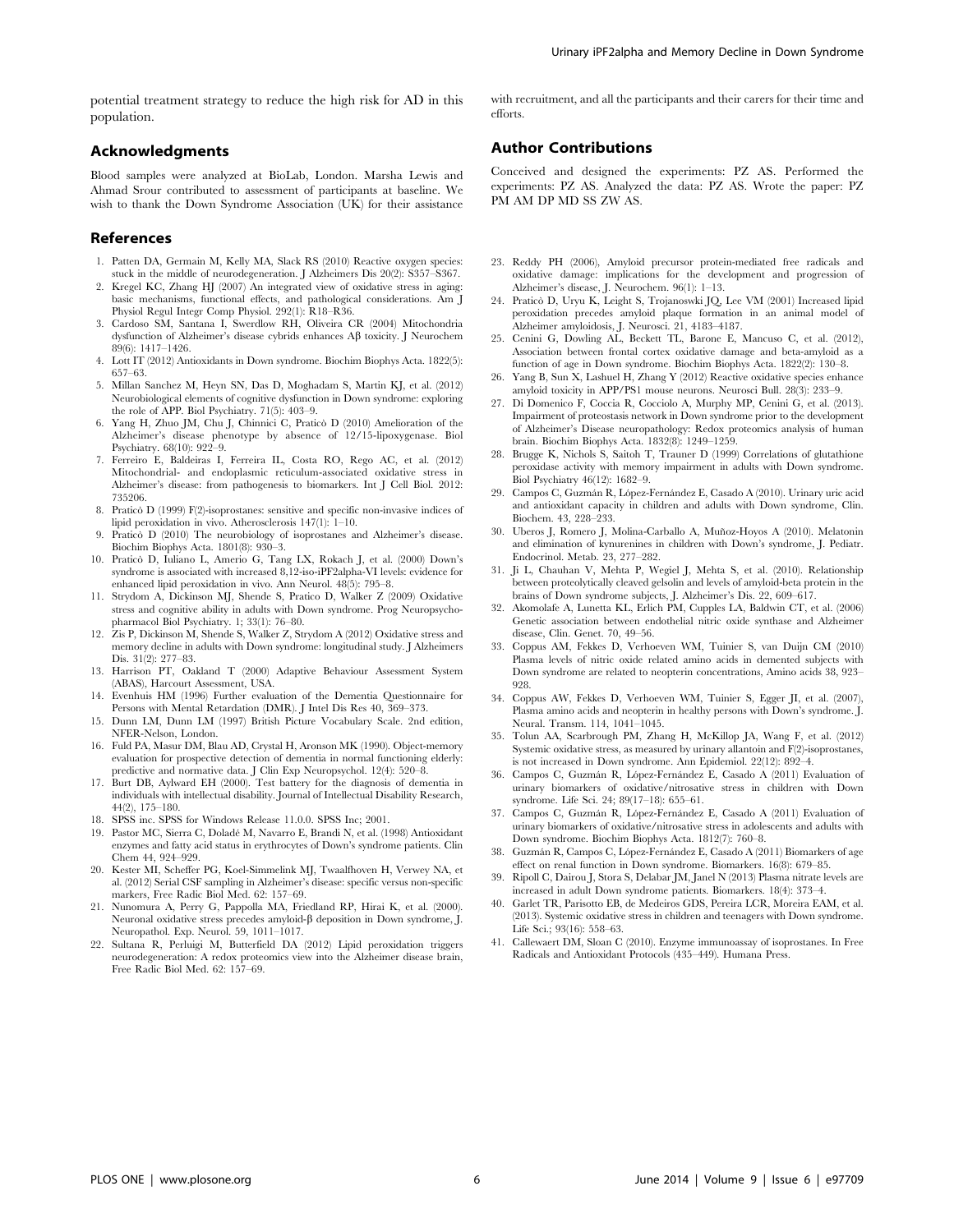potential treatment strategy to reduce the high risk for AD in this population.

## Acknowledgments

Blood samples were analyzed at BioLab, London. Marsha Lewis and Ahmad Srour contributed to assessment of participants at baseline. We wish to thank the Down Syndrome Association (UK) for their assistance with recruitment, and all the participants and their carers for their time and efforts.

## Author Contributions

Conceived and designed the experiments: PZ AS. Performed the experiments: PZ AS. Analyzed the data: PZ AS. Wrote the paper: PZ PM AM DP MD SS ZW AS.

## References

1. Patten DA, Germain M, Kelly MA, Slack RS (2010) Reactive oxygen species: stuck in the middle of neurodegeneration. J Alzheimers Dis 20(2): S357–S367.
2. Kregel KC, Zhang HJ (2007) An integrated view of oxidative stress in aging: basic mechanisms, functional effects, and pathological considerations. Am J Physiol Regul Integr Comp Physiol. 292(1): R18–R36.
3. Cardoso SM, Santana I, Swerdlow RH, Oliveira CR (2004) Mitochondria dysfunction of Alzheimer's disease cybrids enhances Aβ toxicity. J Neurochem 89(6): 1417–1426.
4. Lott IT (2012) Antioxidants in Down syndrome. Biochim Biophys Acta. 1822(5): 657–63.
5. Millan Sanchez M, Heyn SN, Das D, Moghadam S, Martin KJ, et al. (2012) Neurobiological elements of cognitive dysfunction in Down syndrome: exploring the role of APP. Biol Psychiatry. 71(5): 403–9.
6. Yang H, Zhuo JM, Chu J, Chinnici C, Praticò D (2010) Amelioration of the Alzheimer's disease phenotype by absence of 12/15-lipoxygenase. Biol Psychiatry. 68(10): 922–9.
7. Ferreiro E, Baldeiras I, Ferreira IL, Costa RO, Rego AC, et al. (2012) Mitochondrial- and endoplasmic reticulum-associated oxidative stress in Alzheimer's disease: from pathogenesis to biomarkers. Int J Cell Biol. 2012: 735206.
8. Praticò D (1999) F(2)-isoprostanes: sensitive and specific non-invasive indices of lipid peroxidation in vivo. Atherosclerosis 147(1): 1–10.
9. Praticò D (2010) The neurobiology of isoprostanes and Alzheimer's disease. Biochim Biophys Acta. 1801(8): 930–3.
10. Praticò D, Iuliano L, Amerio G, Tang LX, Rokach J, et al. (2000) Down's syndrome is associated with increased 8,12-iso-iPF2alpha-VI levels: evidence for enhanced lipid peroxidation in vivo. Ann Neurol. 48(5): 795–8.
11. Strydom A, Dickinson MJ, Shende S, Pratico D, Walker Z (2009) Oxidative stress and cognitive ability in adults with Down syndrome. Prog Neuropsychopharmacol Biol Psychiatry. 1; 33(1): 76–80.
12. Zis P, Dickinson M, Shende S, Walker Z, Strydom A (2012) Oxidative stress and memory decline in adults with Down syndrome: longitudinal study. J Alzheimers Dis. 31(2): 277–83.
13. Harrison PT, Oakland T (2000) Adaptive Behaviour Assessment System (ABAS), Harcourt Assessment, USA.
14. Evenhuis HM (1996) Further evaluation of the Dementia Questionnaire for Persons with Mental Retardation (DMR). J Intel Dis Res 40, 369–373.
15. Dunn LM, Dunn LM (1997) British Picture Vocabulary Scale. 2nd edition, NFER-Nelson, London.
16. Fuld PA, Masur DM, Blau AD, Crystal H, Aronson MK (1990). Object-memory evaluation for prospective detection of dementia in normal functioning elderly: predictive and normative data. J Clin Exp Neuropsychol. 12(4): 520–8.
17. Burt DB, Aylward EH (2000). Test battery for the diagnosis of dementia in individuals with intellectual disability. Journal of Intellectual Disability Research, 44(2), 175–180.
18. SPSS inc. SPSS for Windows Release 11.0.0. SPSS Inc; 2001.
19. Pastor MC, Sierra C, Doladé M, Navarro E, Brandi N, et al. (1998) Antioxidant enzymes and fatty acid status in erythrocytes of Down's syndrome patients. Clin Chem 44, 924–929.
20. Kester MI, Scheffer PG, Koel-Simmelink MJ, Twaalfhoven H, Verwey NA, et al. (2012) Serial CSF sampling in Alzheimer's disease: specific versus non-specific markers, Free Radic Biol Med. 62: 157–69.
21. Nunomura A, Perry G, Pappolla MA, Friedland RP, Hirai K, et al. (2000). Neuronal oxidative stress precedes amyloid-β deposition in Down syndrome, J. Neuropathol. Exp. Neurol. 59, 1011–1017.
22. Sultana R, Perluigi M, Butterfield DA (2012) Lipid peroxidation triggers neurodegeneration: A redox proteomics view into the Alzheimer disease brain, Free Radic Biol Med. 62: 157–69.
23. Reddy PH (2006), Amyloid precursor protein-mediated free radicals and oxidative damage: implications for the development and progression of Alzheimer's disease, J. Neurochem. 96(1): 1–13.
24. Praticò D, Uryu K, Leight S, Trojanoswki JQ, Lee VM (2001) Increased lipid peroxidation precedes amyloid plaque formation in an animal model of Alzheimer amyloidosis, J. Neurosci. 21, 4183–4187.
25. Cenini G, Dowling AL, Beckett TL, Barone E, Mancuso C, et al. (2012), Association between frontal cortex oxidative damage and beta-amyloid as a function of age in Down syndrome. Biochim Biophys Acta. 1822(2): 130–8.
26. Yang B, Sun X, Lashuel H, Zhang Y (2012) Reactive oxidative species enhance amyloid toxicity in APP/PS1 mouse neurons. Neurosci Bull. 28(3): 233–9.
27. Di Domenico F, Coccia R, Cocciolo A, Murphy MP, Cenini G, et al. (2013). Impairment of proteostasis network in Down syndrome prior to the development of Alzheimer's Disease neuropathology: Redox proteomics analysis of human brain. Biochim Biophys Acta. 1832(8): 1249–1259.
28. Brugge K, Nichols S, Saitoh T, Trauner D (1999) Correlations of glutathione peroxidase activity with memory impairment in adults with Down syndrome. Biol Psychiatry 46(12): 1682–9.
29. Campos C, Guzmán R, López-Fernández E, Casado A (2010). Urinary uric acid and antioxidant capacity in children and adults with Down syndrome, Clin. Biochem. 43, 228–233.
30. Uberos J, Romero J, Molina-Carballo A, Muñoz-Hoyos A (2010). Melatonin and elimination of kynurenines in children with Down's syndrome, J. Pediatr. Endocrinol. Metab. 23, 277–282.
31. Ji L, Chauhan V, Mehta P, Wegiel J, Mehta S, et al. (2010). Relationship between proteolytically cleaved gelsolin and levels of amyloid-beta protein in the brains of Down syndrome subjects, J. Alzheimer's Dis. 22, 609–617.
32. Akomolafe A, Lunetta KL, Erlich PM, Cupples LA, Baldwin CT, et al. (2006) Genetic association between endothelial nitric oxide synthase and Alzheimer disease, Clin. Genet. 70, 49–56.
33. Coppus AM, Fekkes D, Verhoeven WM, Tuinier S, van Duijn CM (2010) Plasma levels of nitric oxide related amino acids in demented subjects with Down syndrome are related to neopterin concentrations, Amino acids 38, 923–928.
34. Coppus AW, Fekkes D, Verhoeven WM, Tuinier S, Egger JI, et al. (2007), Plasma amino acids and neopterin in healthy persons with Down's syndrome. J. Neural. Transm. 114, 1041–1045.
35. Tolun AA, Scarbrough PM, Zhang H, McKillop JA, Wang F, et al. (2012) Systemic oxidative stress, as measured by urinary allantoin and F(2)-isoprostanes, is not increased in Down syndrome. Ann Epidemiol. 22(12): 892–4.
36. Campos C, Guzmán R, López-Fernández E, Casado A (2011) Evaluation of urinary biomarkers of oxidative/nitrosative stress in children with Down syndrome. Life Sci. 24; 89(17–18): 655–61.
37. Campos C, Guzmán R, López-Fernández E, Casado A (2011) Evaluation of urinary biomarkers of oxidative/nitrosative stress in adolescents and adults with Down syndrome. Biochim Biophys Acta. 1812(7): 760–8.
38. Guzmán R, Campos C, López-Fernández E, Casado A (2011) Biomarkers of age effect on renal function in Down syndrome. Biomarkers. 16(8): 679–85.
39. Ripoll C, Dairou J, Stora S, Delabar JM, Janel N (2013) Plasma nitrate levels are increased in adult Down syndrome patients. Biomarkers. 18(4): 373–4.
40. Garlet TR, Parisotto EB, de Medeiros GDS, Pereira LCR, Moreira EAM, et al. (2013). Systemic oxidative stress in children and teenagers with Down syndrome. Life Sci.; 93(16): 558–63.
41. Callewaert DM, Sloan C (2010). Enzyme immunoassay of isoprostanes. In Free Radicals and Antioxidant Protocols (435–449). Humana Press.